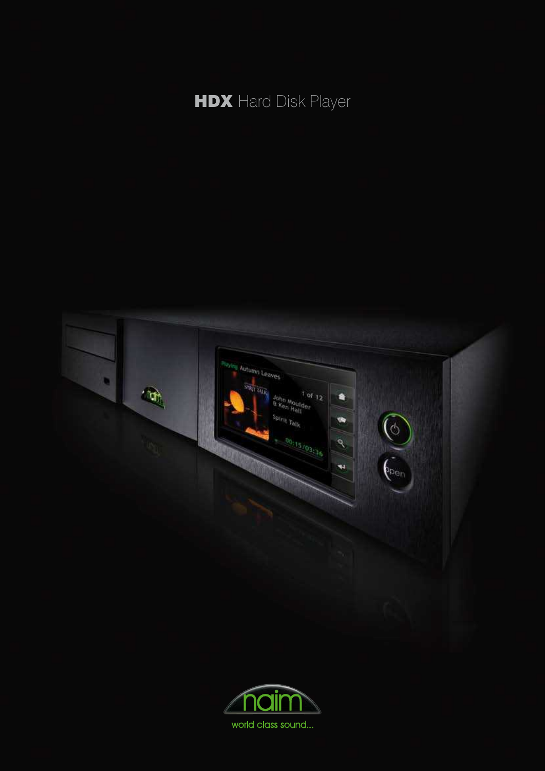# **HDX** Hard Disk Player

naim

world class sound...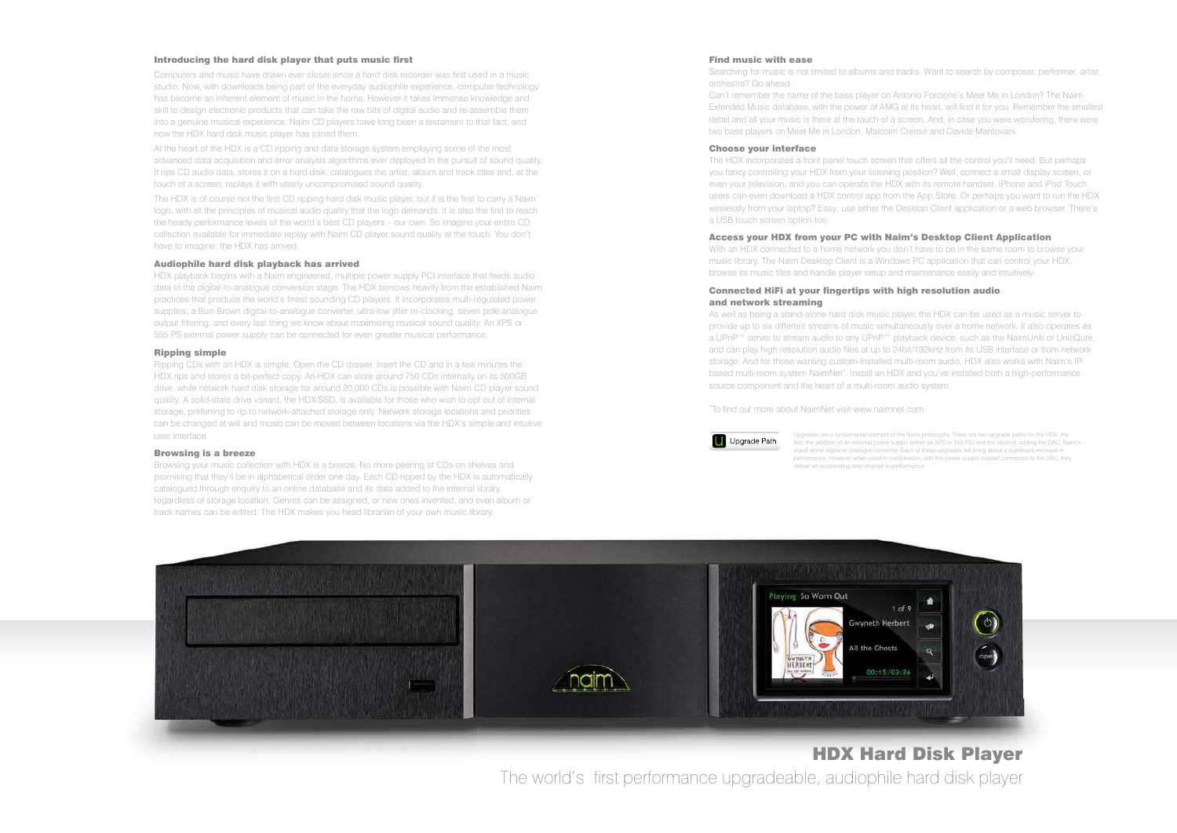### Introducing the hard disk player that puts music first

Computers and music have drawn ever closer since a hard disk recorder was first used in a music studio. Now, with downloads being part of the everyday audiophile experience, computer technology has become an inherent element of music in the home. However it takes immense knowledge and skill to design electronic products that can take the raw bits of digital audio and re-assemble them into a genuine musical experience. Naim CD players have long been a testament to that fact, and now the HDX hard disk music player has joined them.

At the heart of the HDX is a CD ripping and data storage system employing some of the most advanced data acquisition and error analysis algorithms ever deployed in the pursuit of sound quality. It rips CD audio data, stores it on a hard disk, catalogues the artist, album and track titles and, at the touch of a screen, replays it with utterly uncompromised sound quality.

The HDX is of course not the first CD ripping hard disk music player, but it is the first to carry a Naim logo, with all the principles of musical audio quality that the logo demands. It is also the first to reach the heady performance levels of the world's best CD players – our own. So imagine your entire CD collection available for immediate replay with Naim CD player sound quality at the touch. You don't have to imagine; the HDX has arrived.

### Audiophile hard disk playback has arrived

HDX playback begins with a Naim engineered, multiple power supply PCI interface that feeds audio data to the digital-to-analogue conversion stage. The HDX borrows heavily from the established Naim practices that produce the world's finest sounding CD players. It incorporates multi-regulated power supplies, a Burr-Brown digital-to-analogue converter, ultra-low jitter re-clocking, seven pole analogue output filtering, and every last thing we know about maximising musical sound quality. An XPS or 555 PS external power supply can be connected for even greater musical performance.

### Ripping simple

Ripping CDs with an HDX is simple. Open the CD drawer, insert the CD and in a few minutes the HDX rips and stores a bit-perfect copy. An HDX can store around 750 CDs internally on its 500GB drive, while network hard disk storage for around 20,000 CDs is possible with Naim CD player sound quality. A solid-state drive variant, the HDX-SSD, is available for those who wish to opt out of internal storage, preferring to rip to network-attached storage only. Network storage locations and priorities can be changed at will and music can be moved between locations via the HDX's simple and intuitive user interface.

### Browsing is a breeze

Browsing your music collection with HDX is a breeze. No more peering at CDs on shelves and promising that they'll be in alphabetical order one day. Each CD ripped by the HDX is automatically catalogued through enquiry to an online database and its data added to the internal library, regardless of storage location. Genres can be assigned, or new ones invented, and even album or track names can be edited. The HDX makes you head librarian of your own music library.

### Find music with ease

Searching for music is not limited to albums and tracks. Want to search by composer, performer, artist, orchestra? Go ahead.

Can't remember the name of the bass player on Antonio Forcione's Meet Me in London? The Naim Extended Music database, with the power of AMG at its heart, will find it for you. Remember the smallest detail and all your music is there at the touch of a screen. And, in case you were wondering, there were two bass players on Meet Me in London; Malcolm Creese and Davide Mantovani.

### Choose your interface

The HDX incorporates a front panel touch screen that offers all the control you'll need. But perhaps you fancy controlling your HDX from your listening position? Well, connect a small display screen, or even your television, and you can operate the HDX with its remote handset. iPhone and iPod Touch users can even download a HDX control app from the App Store. Or perhaps you want to run the HDX wirelessly from your laptop? Easy; use either the Desktop Client application or a web browser. There's a USB touch screen option too.

### Access your HDX from your PC with Naim's Desktop Client Application

With an HDX connected to a home network you don't have to be in the same room to browse your music library. The Naim Desktop Client is a Windows PC application that can control your HDX, browse its music files and handle player setup and maintenance easily and intuitively.

### Connected HiFi at your fingertips with high resolution audio and network streaming

As well as being a stand-alone hard disk music player, the HDX can be used as a music server to provide up to six different streams of music simultaneously over a home network. It also operates as a UPnP™ server to stream audio to any UPnP™ playback device, such as the NaimUniti or UnitiQute, and can play high resolution audio files at up to 24bit/192kHz from its USB interface or from network storage. And for those wanting custom-installed multi-room audio, HDX also works with Naim's IP-based multi-room system NaimNet*. Install an HDX and you've installed both a high-performance source component and the heart of a multi-room audio system.

*To find out more about NaimNet visit www.naimnet.com

Upgrade Path

Upgrades are a fundamental element of the Naim philosophy. There are two upgrade paths for the HDX; the first, the addition of an external power supply (either an XPS or 555 PS) and the second, adding the DAC, Naim's stand-alone digital to analogue converter. Each of these upgrades will bring about a significant increase in performance. However when used in combination, with the power supply instead connected to the DAC, they deliver an outstanding step-change in performance.

## HDX Hard Disk Player

The world's first performance upgradeable, audiophile hard disk player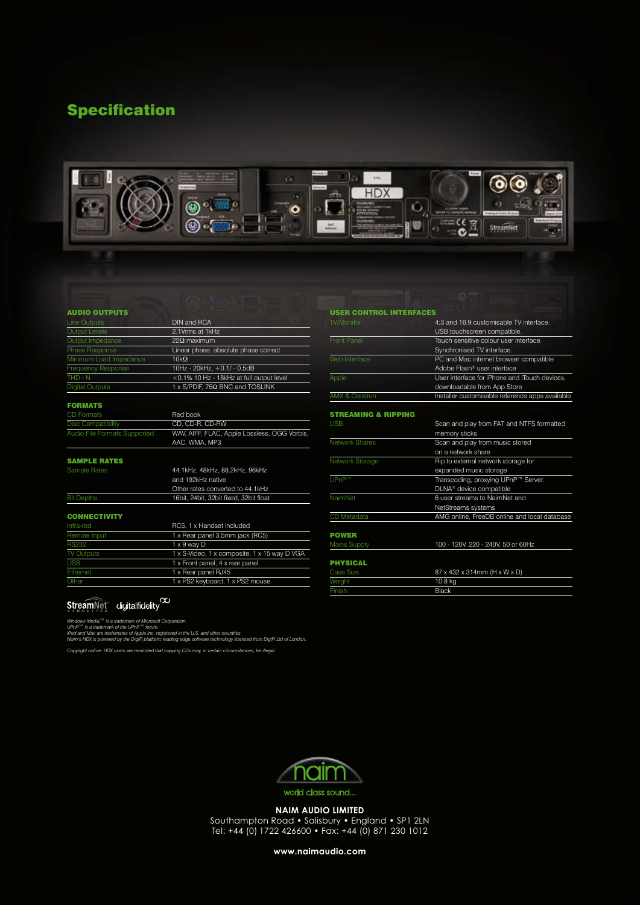# Specification

## AUDIO OUTPUTS

| | |
|---|---|
| Line Outputs | DIN and RCA |
| Output Levels | 2.1Vrms at 1kHz |
| Output Impedance | 22Ω maximum |
| Phase Response | Linear phase, absolute phase correct |
| Minimum Load Impedance | 10kΩ |
| Frequency Response | 10Hz - 20kHz, +0.1/ - 0.5dB |
| THD+N | <0.1% 10 Hz - 18kHz at full output level |
| Digital Outputs | 1 x S/PDIF, 75Ω BNC and TOSLINK |

## FORMATS

| | |
|---|---|
| CD Formats | Red book |
| Disc Compatibility | CD, CD-R, CD-RW |
| Audio File Formats Supported | WAV, AIFF, FLAC, Apple Lossless, OGG Vorbis, AAC, WMA, MP3 |

## SAMPLE RATES

| | |
|---|---|
| Sample Rates | 44.1kHz, 48kHz, 88.2kHz, 96kHz and 192kHz native<br>Other rates converted to 44.1kHz |
| Bit Depths | 16bit, 24bit, 32bit fixed, 32bit float |

## CONNECTIVITY

| | |
|---|---|
| Infra-red | RC5. 1 x Handset included |
| Remote Input | 1 x Rear panel 3.5mm jack (RC5) |
| RS232 | 1 x 9 way D |
| TV Outputs | 1 x S-Video, 1 x composite, 1 x 15 way D VGA |
| USB | 1 x Front panel, 4 x rear panel |
| Ethernet | 1 x Rear panel RJ45 |
| Other | 1 x PS2 keyboard, 1 x PS2 mouse |

## USER CONTROL INTERFACES

| | |
|---|---|
| TV/Monitor | 4:3 and 16:9 customisable TV interface. USB touchscreen compatible. |
| Front Panel | Touch sensitive colour user interface. Synchronised TV interface. |
| Web Interface | PC and Mac internet browser compatible Adobe Flash® user interface |
| Apple | User interface for iPhone and iTouch devices, downloadable from App Store |
| AMX & Crestron | Installer customisable reference apps available |

## STREAMING & RIPPING

| | |
|---|---|
| USB | Scan and play from FAT and NTFS formatted memory sticks |
| Network Shares | Scan and play from music stored on a network share |
| Network Storage | Rip to external network storage for expanded music storage |
| UPnP™ | Transcoding, proxying UPnP™ Server. DLNA® device compatible |
| NaimNet | 6 user streams to NaimNet and NetStreams systems |
| CD Metadata | AMG online, FreeDB online and local database |

## POWER

| | |
|---|---|
| Mains Supply | 100 - 120V, 220 - 240V, 50 or 60Hz |

## PHYSICAL

| | |
|---|---|
| Case Size | 87 x 432 x 314mm (H x W x D) |
| Weight | 10.8 kg |
| Finish | Black |

StreamNet digitalfidelity

*Windows Media™ is a trademark of Microsoft Corporation.*
*UPnP™ is a trademark of the UPnP™ forum.*
*iPod and Mac are trademarks of Apple Inc, registered in the U.S. and other countries.*
*Naim's HDX is powered by the DigiFi platform; leading edge software technology licensed from DigiFi Ltd of London.*

*Copyright notice: HDX users are reminded that copying CDs may, in certain circumstances, be illegal.*

naim
world class sound...

**NAIM AUDIO LIMITED**
Southampton Road • Salisbury • England • SP1 2LN
Tel: +44 (0) 1722 426600 • Fax: +44 (0) 871 230 1012

**www.naimaudio.com**